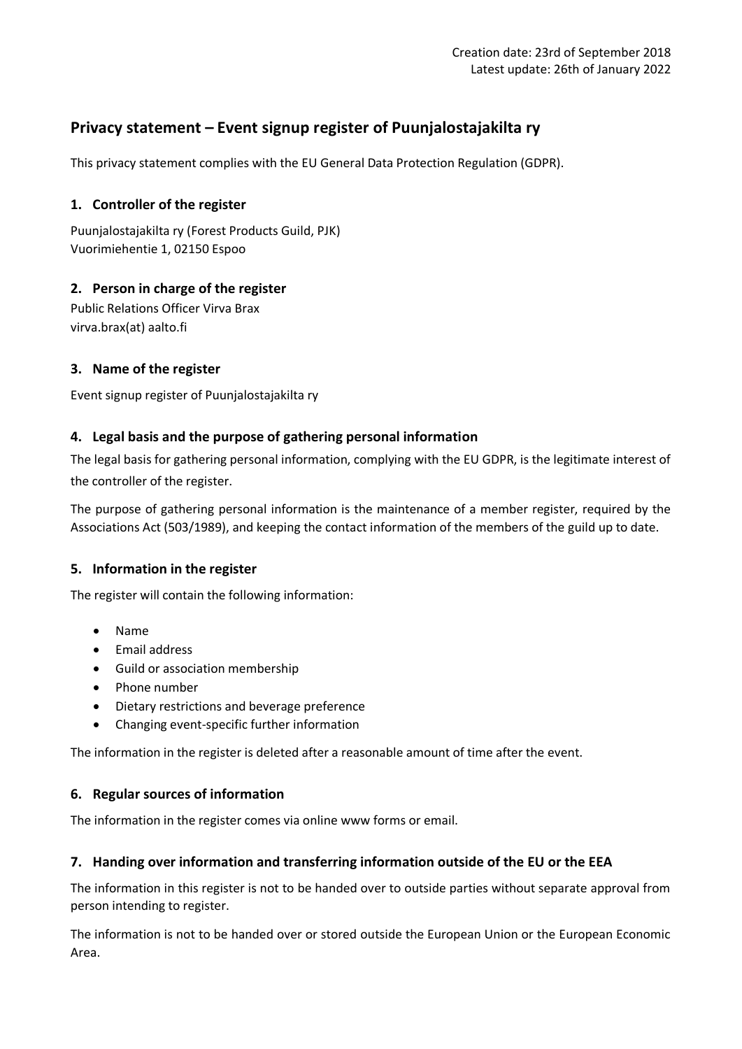Creation date: 23rd of September 2018
Latest update: 26th of January 2022

# Privacy statement – Event signup register of Puunjalostajakilta ry

This privacy statement complies with the EU General Data Protection Regulation (GDPR).

## 1. Controller of the register

Puunjalostajakilta ry (Forest Products Guild, PJK)
Vuorimiehentie 1, 02150 Espoo

## 2. Person in charge of the register

Public Relations Officer Virva Brax
virva.brax(at) aalto.fi

## 3. Name of the register

Event signup register of Puunjalostajakilta ry

## 4. Legal basis and the purpose of gathering personal information

The legal basis for gathering personal information, complying with the EU GDPR, is the legitimate interest of the controller of the register.

The purpose of gathering personal information is the maintenance of a member register, required by the Associations Act (503/1989), and keeping the contact information of the members of the guild up to date.

## 5. Information in the register

The register will contain the following information:

- Name
- Email address
- Guild or association membership
- Phone number
- Dietary restrictions and beverage preference
- Changing event-specific further information

The information in the register is deleted after a reasonable amount of time after the event.

## 6. Regular sources of information

The information in the register comes via online www forms or email.

## 7. Handing over information and transferring information outside of the EU or the EEA

The information in this register is not to be handed over to outside parties without separate approval from person intending to register.

The information is not to be handed over or stored outside the European Union or the European Economic Area.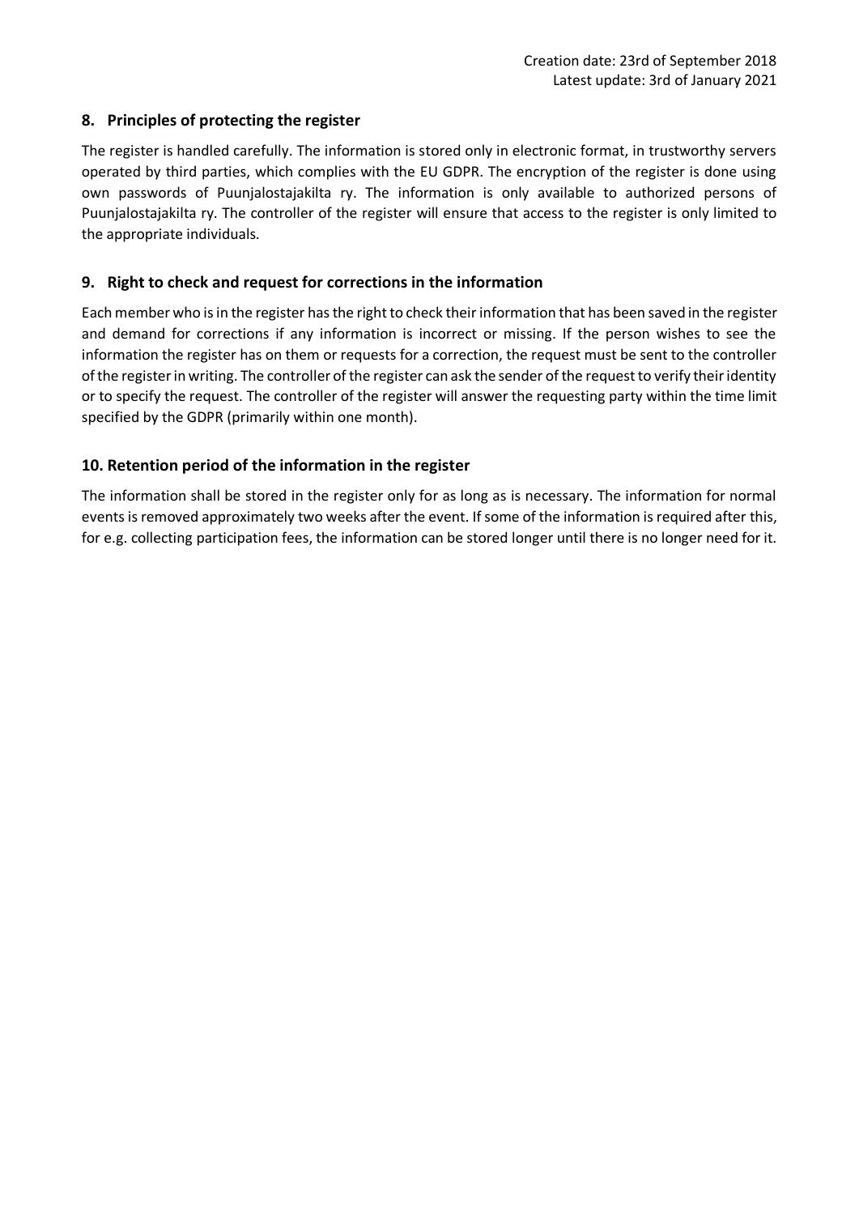Creation date: 23rd of September 2018
Latest update: 3rd of January 2021

## 8. Principles of protecting the register

The register is handled carefully. The information is stored only in electronic format, in trustworthy servers operated by third parties, which complies with the EU GDPR. The encryption of the register is done using own passwords of Puunjalostajakilta ry. The information is only available to authorized persons of Puunjalostajakilta ry. The controller of the register will ensure that access to the register is only limited to the appropriate individuals.

## 9. Right to check and request for corrections in the information

Each member who is in the register has the right to check their information that has been saved in the register and demand for corrections if any information is incorrect or missing. If the person wishes to see the information the register has on them or requests for a correction, the request must be sent to the controller of the register in writing. The controller of the register can ask the sender of the request to verify their identity or to specify the request. The controller of the register will answer the requesting party within the time limit specified by the GDPR (primarily within one month).

## 10. Retention period of the information in the register

The information shall be stored in the register only for as long as is necessary. The information for normal events is removed approximately two weeks after the event. If some of the information is required after this, for e.g. collecting participation fees, the information can be stored longer until there is no longer need for it.